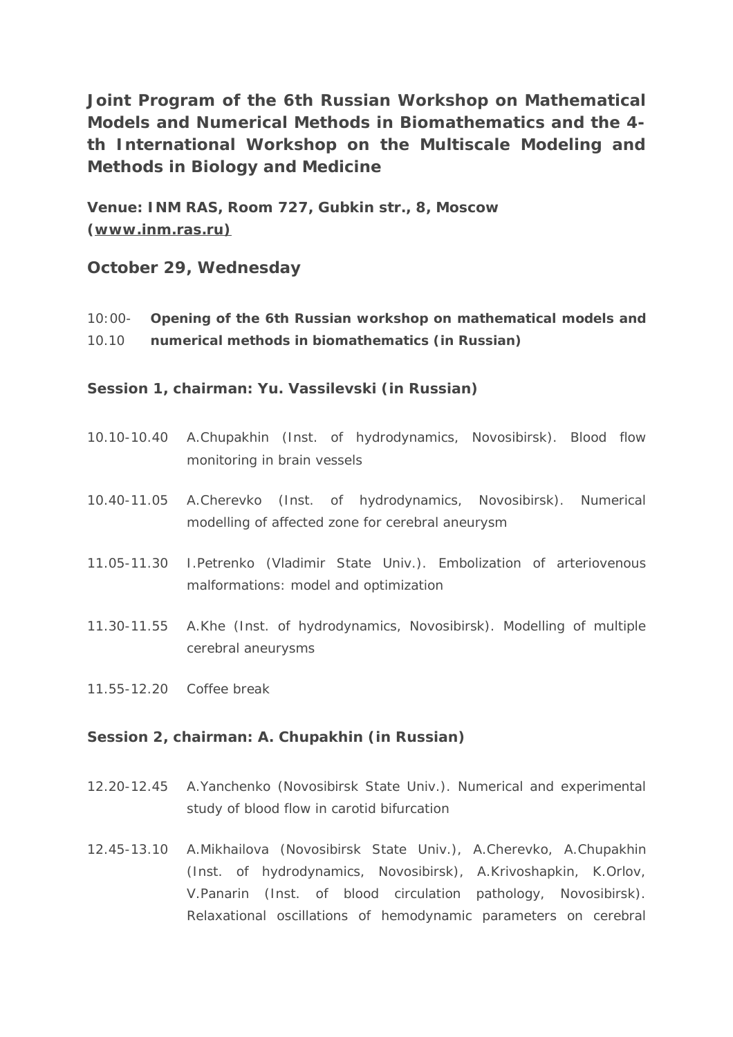# Joint Program of the 6th Russian Workshop on Mathematical Models and Numerical Methods in Biomathematics and the 4-th International Workshop on the Multiscale Modeling and Methods in Biology and Medicine

**Venue: INM RAS, Room 727, Gubkin str., 8, Moscow (www.inm.ras.ru)**

## October 29, Wednesday

10:00-10.10 **Opening of the 6th Russian workshop on mathematical models and numerical methods in biomathematics (in Russian)**

### Session 1, chairman: Yu. Vassilevski (in Russian)

10.10-10.40 A.Chupakhin (Inst. of hydrodynamics, Novosibirsk). Blood flow monitoring in brain vessels

10.40-11.05 A.Cherevko (Inst. of hydrodynamics, Novosibirsk). Numerical modelling of affected zone for cerebral aneurysm

11.05-11.30 I.Petrenko (Vladimir State Univ.). Embolization of arteriovenous malformations: model and optimization

11.30-11.55 A.Khe (Inst. of hydrodynamics, Novosibirsk). Modelling of multiple cerebral aneurysms

11.55-12.20 Coffee break

### Session 2, chairman: A. Chupakhin (in Russian)

12.20-12.45 A.Yanchenko (Novosibirsk State Univ.). Numerical and experimental study of blood flow in carotid bifurcation

12.45-13.10 A.Mikhailova (Novosibirsk State Univ.), A.Cherevko, A.Chupakhin (Inst. of hydrodynamics, Novosibirsk), A.Krivoshapkin, K.Orlov, V.Panarin (Inst. of blood circulation pathology, Novosibirsk). Relaxational oscillations of hemodynamic parameters on cerebral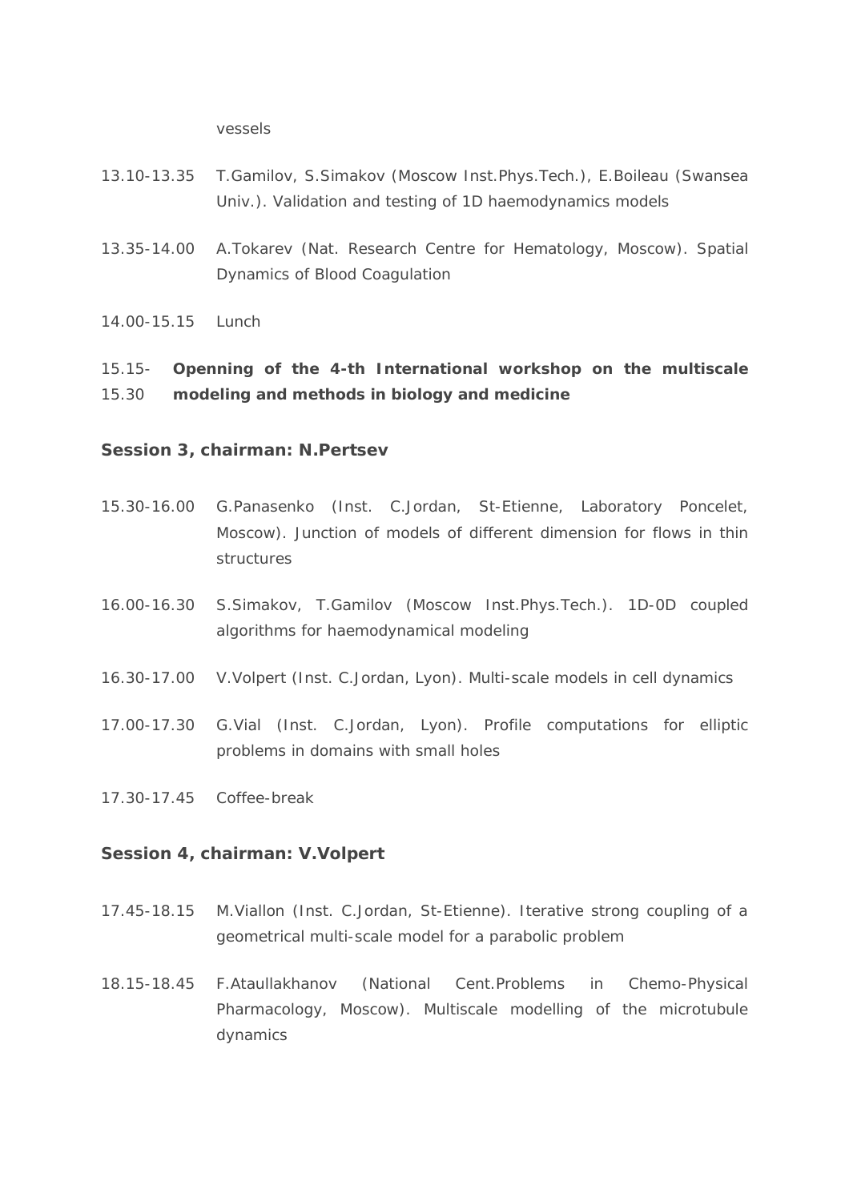vessels

13.10-13.35 T.Gamilov, S.Simakov (Moscow Inst.Phys.Tech.), E.Boileau (Swansea Univ.). Validation and testing of 1D haemodynamics models

13.35-14.00 A.Tokarev (Nat. Research Centre for Hematology, Moscow). Spatial Dynamics of Blood Coagulation

14.00-15.15 Lunch

15.15-15.30 **Openning of the 4-th International workshop on the multiscale modeling and methods in biology and medicine**

**Session 3, chairman: N.Pertsev**

15.30-16.00 G.Panasenko (Inst. C.Jordan, St-Etienne, Laboratory Poncelet, Moscow). Junction of models of different dimension for flows in thin structures

16.00-16.30 S.Simakov, T.Gamilov (Moscow Inst.Phys.Tech.). 1D-0D coupled algorithms for haemodynamical modeling

16.30-17.00 V.Volpert (Inst. C.Jordan, Lyon). Multi-scale models in cell dynamics

17.00-17.30 G.Vial (Inst. C.Jordan, Lyon). Profile computations for elliptic problems in domains with small holes

17.30-17.45 Coffee-break

**Session 4, chairman: V.Volpert**

17.45-18.15 M.Viallon (Inst. C.Jordan, St-Etienne). Iterative strong coupling of a geometrical multi-scale model for a parabolic problem

18.15-18.45 F.Ataullakhanov (National Cent.Problems in Chemo-Physical Pharmacology, Moscow). Multiscale modelling of the microtubule dynamics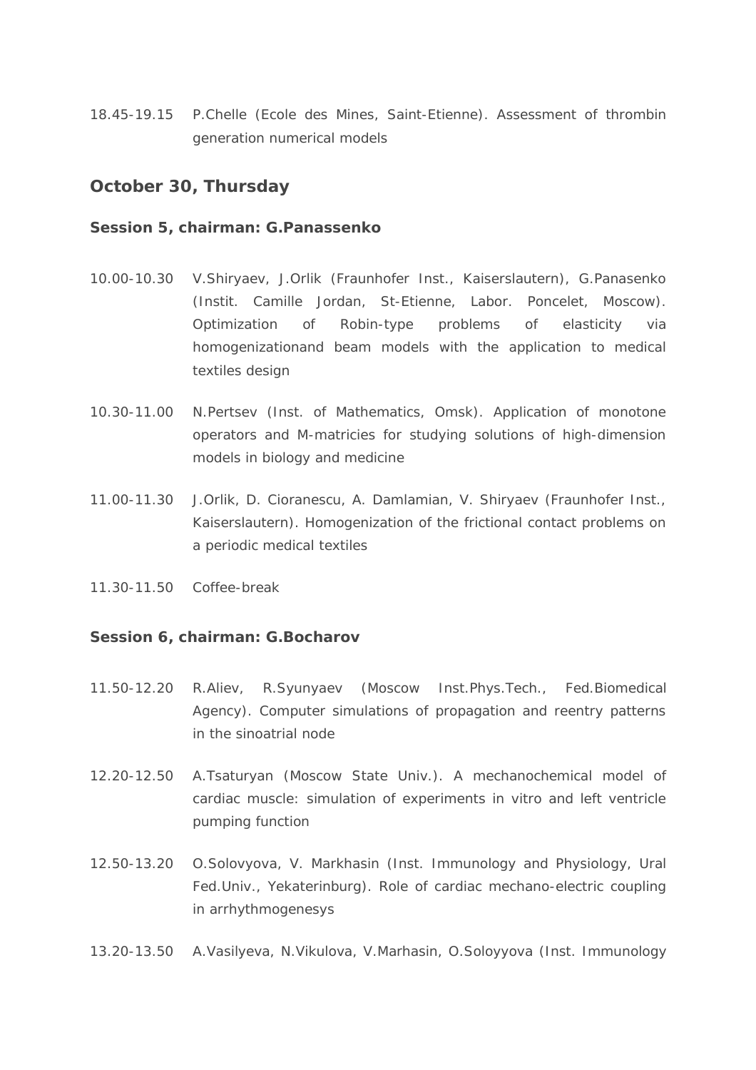18.45-19.15 P.Chelle (Ecole des Mines, Saint-Etienne). Assessment of thrombin generation numerical models

## October 30, Thursday

### Session 5, chairman: G.Panassenko

10.00-10.30 V.Shiryaev, J.Orlik (Fraunhofer Inst., Kaiserslautern), G.Panasenko (Instit. Camille Jordan, St-Etienne, Labor. Poncelet, Moscow). Optimization of Robin-type problems of elasticity via homogenizationand beam models with the application to medical textiles design

10.30-11.00 N.Pertsev (Inst. of Mathematics, Omsk). Application of monotone operators and M-matricies for studying solutions of high-dimension models in biology and medicine

11.00-11.30 J.Orlik, D. Cioranescu, A. Damlamian, V. Shiryaev (Fraunhofer Inst., Kaiserslautern). Homogenization of the frictional contact problems on a periodic medical textiles

11.30-11.50 Coffee-break

### Session 6, chairman: G.Bocharov

11.50-12.20 R.Aliev, R.Syunyaev (Moscow Inst.Phys.Tech., Fed.Biomedical Agency). Computer simulations of propagation and reentry patterns in the sinoatrial node

12.20-12.50 A.Tsaturyan (Moscow State Univ.). A mechanochemical model of cardiac muscle: simulation of experiments in vitro and left ventricle pumping function

12.50-13.20 O.Solovyova, V. Markhasin (Inst. Immunology and Physiology, Ural Fed.Univ., Yekaterinburg). Role of cardiac mechano-electric coupling in arrhythmogenesys

13.20-13.50 A.Vasilyeva, N.Vikulova, V.Marhasin, O.Soloyyova (Inst. Immunology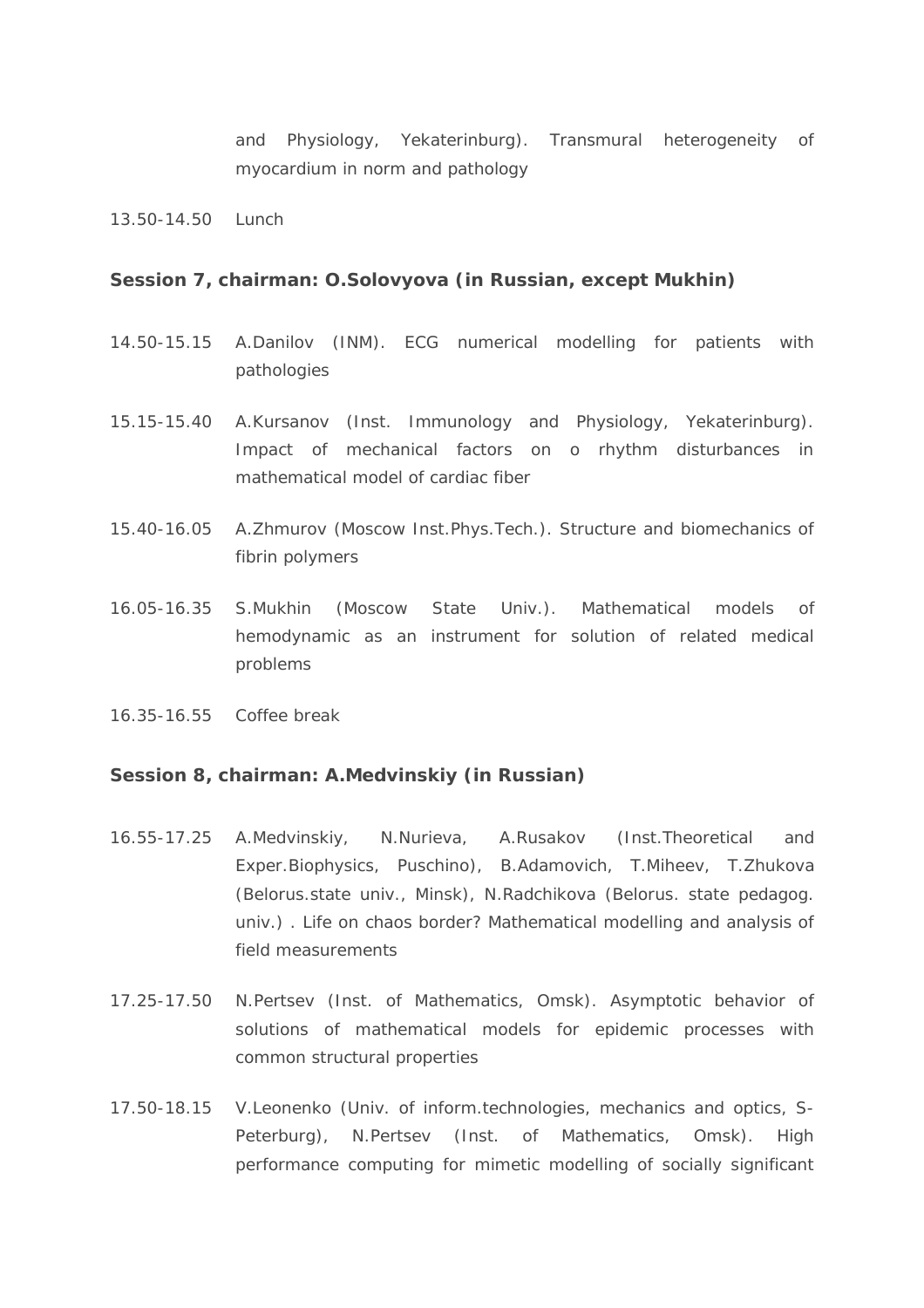and Physiology, Yekaterinburg). Transmural heterogeneity of myocardium in norm and pathology

13.50-14.50 Lunch

**Session 7, chairman: O.Solovyova (in Russian, except Mukhin)**

14.50-15.15 A.Danilov (INM). ECG numerical modelling for patients with pathologies

15.15-15.40 A.Kursanov (Inst. Immunology and Physiology, Yekaterinburg). Impact of mechanical factors on o rhythm disturbances in mathematical model of cardiac fiber

15.40-16.05 A.Zhmurov (Moscow Inst.Phys.Tech.). Structure and biomechanics of fibrin polymers

16.05-16.35 S.Mukhin (Moscow State Univ.). Mathematical models of hemodynamic as an instrument for solution of related medical problems

16.35-16.55 Coffee break

**Session 8, chairman: A.Medvinskiy (in Russian)**

16.55-17.25 A.Medvinskiy, N.Nurieva, A.Rusakov (Inst.Theoretical and Exper.Biophysics, Puschino), B.Adamovich, T.Miheev, T.Zhukova (Belorus.state univ., Minsk), N.Radchikova (Belorus. state pedagog. univ.) . Life on chaos border? Mathematical modelling and analysis of field measurements

17.25-17.50 N.Pertsev (Inst. of Mathematics, Omsk). Asymptotic behavior of solutions of mathematical models for epidemic processes with common structural properties

17.50-18.15 V.Leonenko (Univ. of inform.technologies, mechanics and optics, S-Peterburg), N.Pertsev (Inst. of Mathematics, Omsk). High performance computing for mimetic modelling of socially significant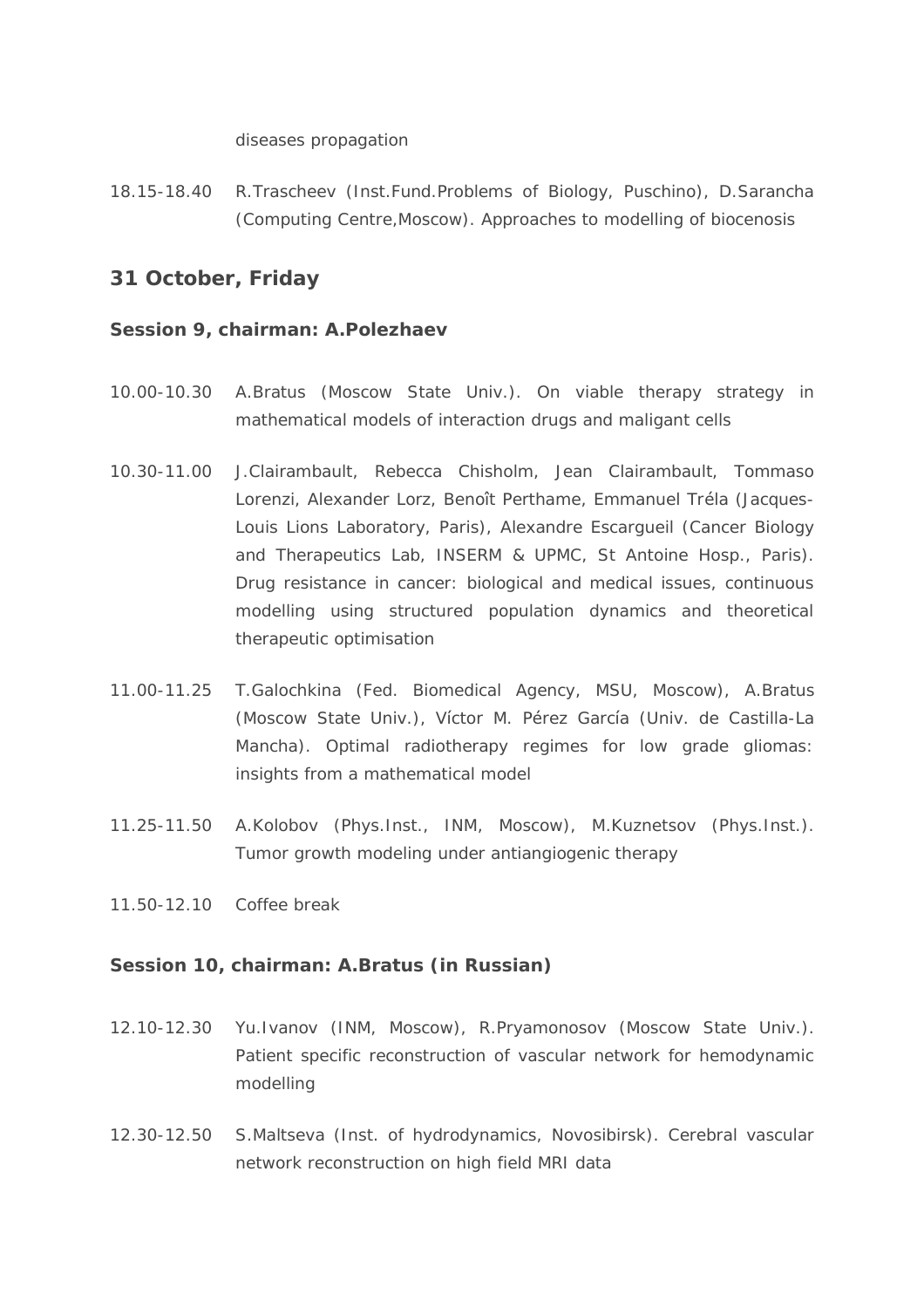diseases propagation

18.15-18.40 R.Trascheev (Inst.Fund.Problems of Biology, Puschino), D.Sarancha (Computing Centre,Moscow). Approaches to modelling of biocenosis

## 31 October, Friday

### Session 9, chairman: A.Polezhaev

10.00-10.30 A.Bratus (Moscow State Univ.). On viable therapy strategy in mathematical models of interaction drugs and maligant cells

10.30-11.00 J.Clairambault, Rebecca Chisholm, Jean Clairambault, Tommaso Lorenzi, Alexander Lorz, Benoît Perthame, Emmanuel Tréla (Jacques-Louis Lions Laboratory, Paris), Alexandre Escargueil (Cancer Biology and Therapeutics Lab, INSERM & UPMC, St Antoine Hosp., Paris). Drug resistance in cancer: biological and medical issues, continuous modelling using structured population dynamics and theoretical therapeutic optimisation

11.00-11.25 T.Galochkina (Fed. Biomedical Agency, MSU, Moscow), A.Bratus (Moscow State Univ.), Víctor M. Pérez García (Univ. de Castilla-La Mancha). Optimal radiotherapy regimes for low grade gliomas: insights from a mathematical model

11.25-11.50 A.Kolobov (Phys.Inst., INM, Moscow), M.Kuznetsov (Phys.Inst.). Tumor growth modeling under antiangiogenic therapy

11.50-12.10 Coffee break

### Session 10, chairman: A.Bratus (in Russian)

12.10-12.30 Yu.Ivanov (INM, Moscow), R.Pryamonosov (Moscow State Univ.). Patient specific reconstruction of vascular network for hemodynamic modelling

12.30-12.50 S.Maltseva (Inst. of hydrodynamics, Novosibirsk). Cerebral vascular network reconstruction on high field MRI data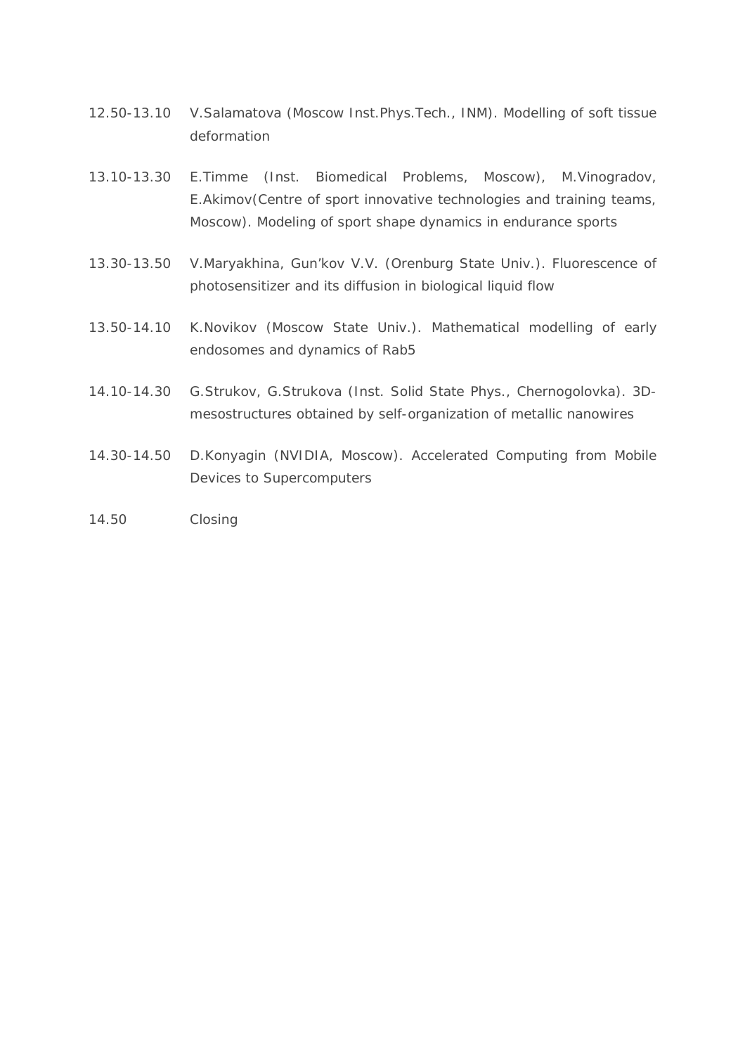12.50-13.10 V.Salamatova (Moscow Inst.Phys.Tech., INM). Modelling of soft tissue deformation

13.10-13.30 E.Timme (Inst. Biomedical Problems, Moscow), M.Vinogradov, E.Akimov(Centre of sport innovative technologies and training teams, Moscow). Modeling of sport shape dynamics in endurance sports

13.30-13.50 V.Maryakhina, Gun'kov V.V. (Orenburg State Univ.). Fluorescence of photosensitizer and its diffusion in biological liquid flow

13.50-14.10 K.Novikov (Moscow State Univ.). Mathematical modelling of early endosomes and dynamics of Rab5

14.10-14.30 G.Strukov, G.Strukova (Inst. Solid State Phys., Chernogolovka). 3D-mesostructures obtained by self-organization of metallic nanowires

14.30-14.50 D.Konyagin (NVIDIA, Moscow). Accelerated Computing from Mobile Devices to Supercomputers

14.50 Closing